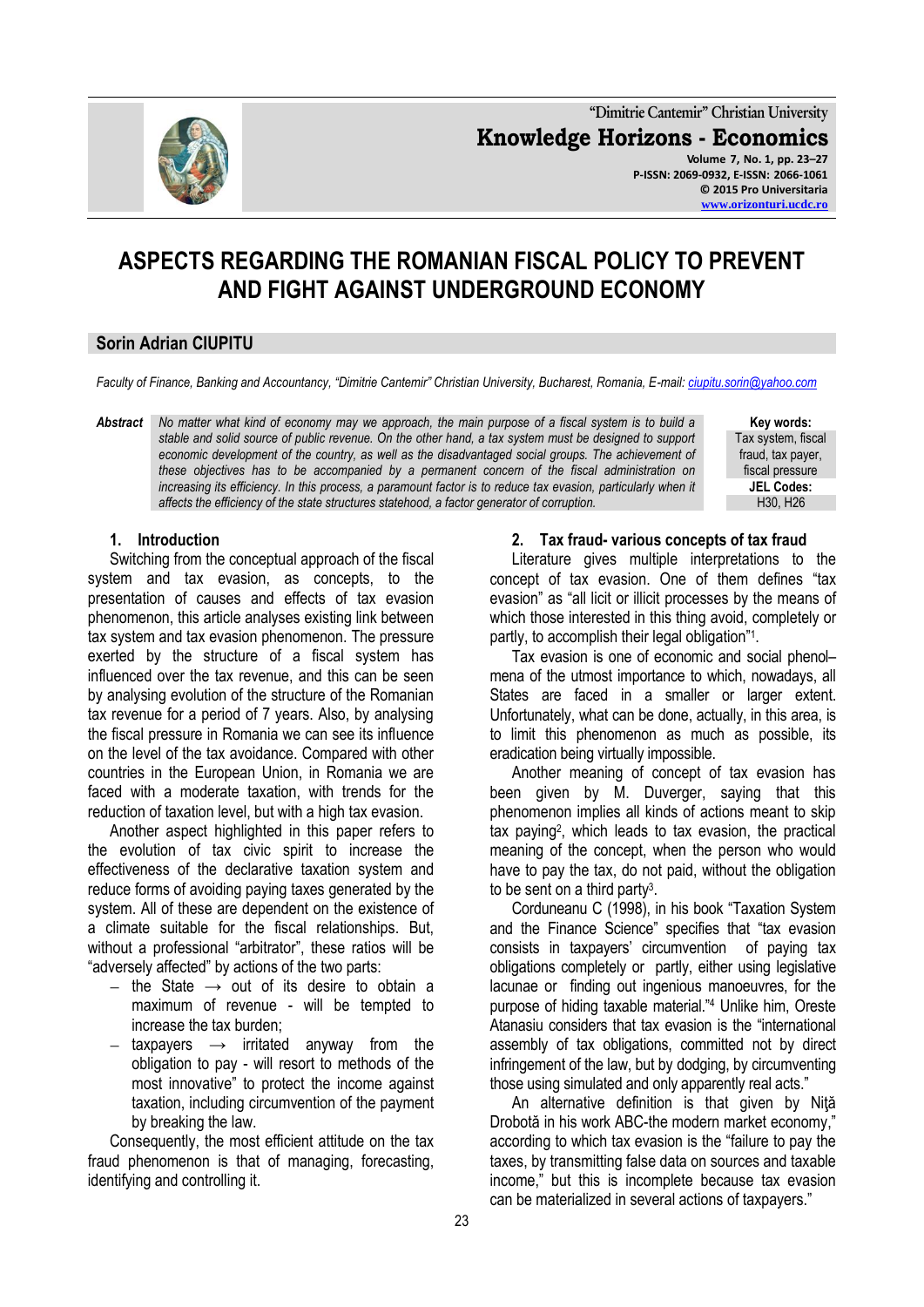# ASPECTS REGARDING THE ROMANIAN FISCAL POLICY TO PREVENT AND FIGHT AGAINST UNDERGROUND ECONOMY

## Sorin Adrian CIUPITU

*Faculty of Finance, Banking and Accountancy, "Dimitrie Cantemir" Christian University, Bucharest, Romania, E-mail: ciupitu.sorin@yahoo.com*

**Abstract** *No matter what kind of economy may we approach, the main purpose of a fiscal system is to build a stable and solid source of public revenue. On the other hand, a tax system must be designed to support economic development of the country, as well as the disadvantaged social groups. The achievement of these objectives has to be accompanied by a permanent concern of the fiscal administration on increasing its efficiency. In this process, a paramount factor is to reduce tax evasion, particularly when it affects the efficiency of the state structures statehood, a factor generator of corruption.*

**Key words:** Tax system, fiscal fraud, tax payer, fiscal pressure

**JEL Codes:** H30, H26

## 1. Introduction

Switching from the conceptual approach of the fiscal system and tax evasion, as concepts, to the presentation of causes and effects of tax evasion phenomenon, this article analyses existing link between tax system and tax evasion phenomenon. The pressure exerted by the structure of a fiscal system has influenced over the tax revenue, and this can be seen by analysing evolution of the structure of the Romanian tax revenue for a period of 7 years. Also, by analysing the fiscal pressure in Romania we can see its influence on the level of the tax avoidance. Compared with other countries in the European Union, in Romania we are faced with a moderate taxation, with trends for the reduction of taxation level, but with a high tax evasion.

Another aspect highlighted in this paper refers to the evolution of tax civic spirit to increase the effectiveness of the declarative taxation system and reduce forms of avoiding paying taxes generated by the system. All of these are dependent on the existence of a climate suitable for the fiscal relationships. But, without a professional "arbitrator", these ratios will be "adversely affected" by actions of the two parts:

- the State → out of its desire to obtain a maximum of revenue - will be tempted to increase the tax burden;
- taxpayers → irritated anyway from the obligation to pay - will resort to methods of the most innovative" to protect the income against taxation, including circumvention of the payment by breaking the law.

Consequently, the most efficient attitude on the tax fraud phenomenon is that of managing, forecasting, identifying and controlling it.

## 2. Tax fraud- various concepts of tax fraud

Literature gives multiple interpretations to the concept of tax evasion. One of them defines "tax evasion" as "all licit or illicit processes by the means of which those interested in this thing avoid, completely or partly, to accomplish their legal obligation"[1].

Tax evasion is one of economic and social phenol–mena of the utmost importance to which, nowadays, all States are faced in a smaller or larger extent. Unfortunately, what can be done, actually, in this area, is to limit this phenomenon as much as possible, its eradication being virtually impossible.

Another meaning of concept of tax evasion has been given by M. Duverger, saying that this phenomenon implies all kinds of actions meant to skip tax paying[2], which leads to tax evasion, the practical meaning of the concept, when the person who would have to pay the tax, do not paid, without the obligation to be sent on a third party[3].

Corduneanu C (1998), in his book "Taxation System and the Finance Science" specifies that "tax evasion consists in taxpayers' circumvention of paying tax obligations completely or partly, either using legislative lacunae or finding out ingenious manoeuvres, for the purpose of hiding taxable material."[4] Unlike him, Oreste Atanasiu considers that tax evasion is the "international assembly of tax obligations, committed not by direct infringement of the law, but by dodging, by circumventing those using simulated and only apparently real acts."

An alternative definition is that given by Niţă Drobotă in his work ABC-the modern market economy," according to which tax evasion is the "failure to pay the taxes, by transmitting false data on sources and taxable income," but this is incomplete because tax evasion can be materialized in several actions of taxpayers."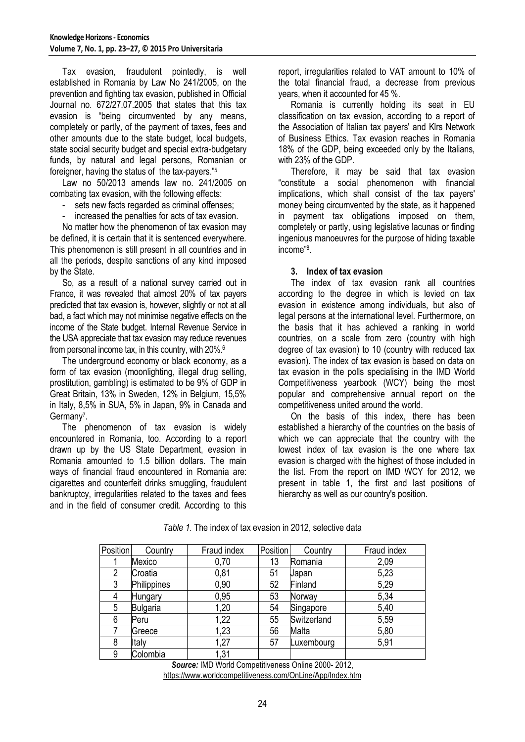Tax evasion, fraudulent pointedly, is well established in Romania by Law No 241/2005, on the prevention and fighting tax evasion, published in Official Journal no. 672/27.07.2005 that states that this tax evasion is "being circumvented by any means, completely or partly, of the payment of taxes, fees and other amounts due to the state budget, local budgets, state social security budget and special extra-budgetary funds, by natural and legal persons, Romanian or foreigner, having the status of the tax-payers."[5]

Law no 50/2013 amends law no. 241/2005 on combating tax evasion, with the following effects:

- sets new facts regarded as criminal offenses;
- increased the penalties for acts of tax evasion.

No matter how the phenomenon of tax evasion may be defined, it is certain that it is sentenced everywhere. This phenomenon is still present in all countries and in all the periods, despite sanctions of any kind imposed by the State.

So, as a result of a national survey carried out in France, it was revealed that almost 20% of tax payers predicted that tax evasion is, however, slightly or not at all bad, a fact which may not minimise negative effects on the income of the State budget. Internal Revenue Service in the USA appreciate that tax evasion may reduce revenues from personal income tax, in this country, with 20%.[6]

The underground economy or black economy, as a form of tax evasion (moonlighting, illegal drug selling, prostitution, gambling) is estimated to be 9% of GDP in Great Britain, 13% in Sweden, 12% in Belgium, 15,5% in Italy, 8,5% in SUA, 5% in Japan, 9% in Canada and Germany[7].

The phenomenon of tax evasion is widely encountered in Romania, too. According to a report drawn up by the US State Department, evasion in Romania amounted to 1.5 billion dollars. The main ways of financial fraud encountered in Romania are: cigarettes and counterfeit drinks smuggling, fraudulent bankruptcy, irregularities related to the taxes and fees and in the field of consumer credit. According to this report, irregularities related to VAT amount to 10% of the total financial fraud, a decrease from previous years, when it accounted for 45 %.

Romania is currently holding its seat in EU classification on tax evasion, according to a report of the Association of Italian tax payers' and Klrs Network of Business Ethics. Tax evasion reaches in Romania 18% of the GDP, being exceeded only by the Italians, with 23% of the GDP.

Therefore, it may be said that tax evasion "constitute a social phenomenon with financial implications, which shall consist of the tax payers' money being circumvented by the state, as it happened in payment tax obligations imposed on them, completely or partly, using legislative lacunas or finding ingenious manoeuvres for the purpose of hiding taxable income"[8].

### 3. Index of tax evasion

The index of tax evasion rank all countries according to the degree in which is levied on tax evasion in existence among individuals, but also of legal persons at the international level. Furthermore, on the basis that it has achieved a ranking in world countries, on a scale from zero (country with high degree of tax evasion) to 10 (country with reduced tax evasion). The index of tax evasion is based on data on tax evasion in the polls specialising in the IMD World Competitiveness yearbook (WCY) being the most popular and comprehensive annual report on the competitiveness united around the world.

On the basis of this index, there has been established a hierarchy of the countries on the basis of which we can appreciate that the country with the lowest index of tax evasion is the one where tax evasion is charged with the highest of those included in the list. From the report on IMD WCY for 2012, we present in table 1, the first and last positions of hierarchy as well as our country's position.

*Table 1.* The index of tax evasion in 2012, selective data

| Position | Country | Fraud index | Position | Country | Fraud index |
|---|---|---|---|---|---|
| 1 | Mexico | 0,70 | 13 | Romania | 2,09 |
| 2 | Croatia | 0,81 | 51 | Japan | 5,23 |
| 3 | Philippines | 0,90 | 52 | Finland | 5,29 |
| 4 | Hungary | 0,95 | 53 | Norway | 5,34 |
| 5 | Bulgaria | 1,20 | 54 | Singapore | 5,40 |
| 6 | Peru | 1,22 | 55 | Switzerland | 5,59 |
| 7 | Greece | 1,23 | 56 | Malta | 5,80 |
| 8 | Italy | 1,27 | 57 | Luxembourg | 5,91 |
| 9 | Colombia | 1,31 | | | |

***Source:*** IMD World Competitiveness Online 2000- 2012, https://www.worldcompetitiveness.com/OnLine/App/Index.htm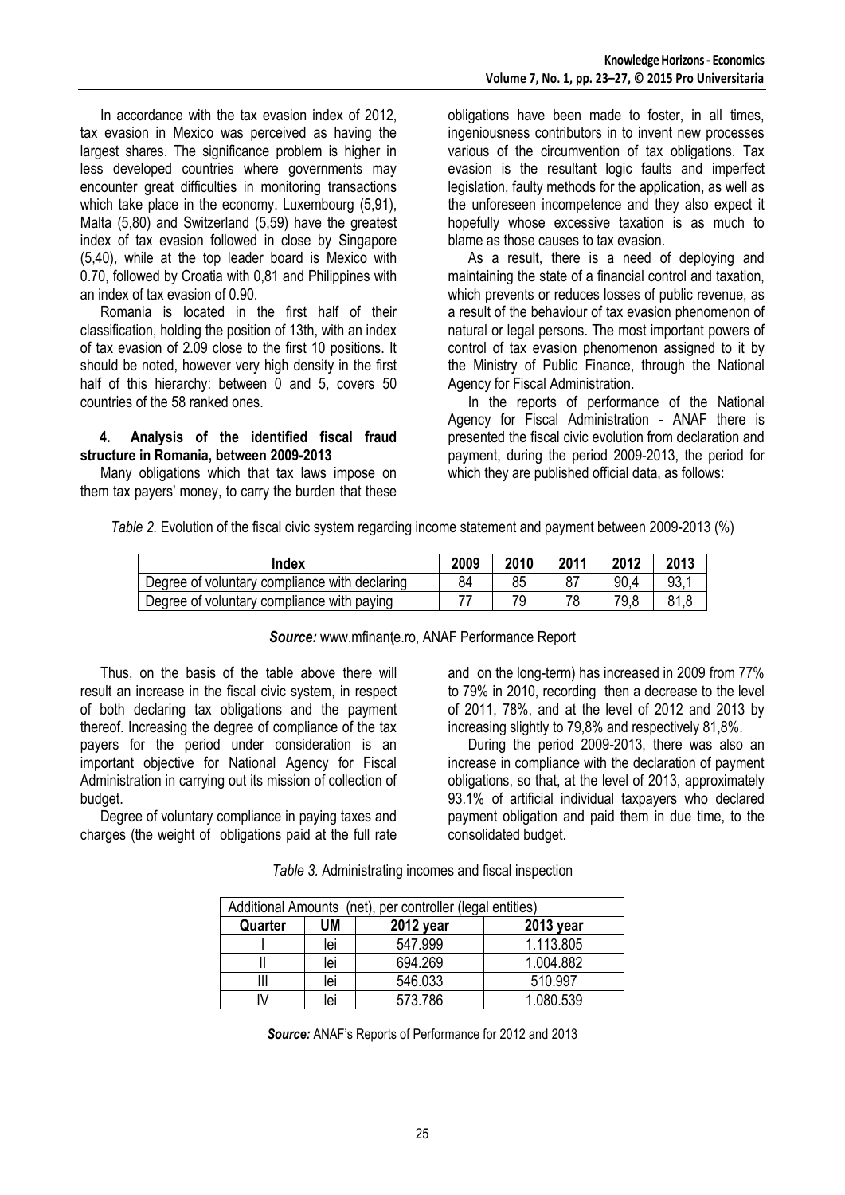In accordance with the tax evasion index of 2012, tax evasion in Mexico was perceived as having the largest shares. The significance problem is higher in less developed countries where governments may encounter great difficulties in monitoring transactions which take place in the economy. Luxembourg (5,91), Malta (5,80) and Switzerland (5,59) have the greatest index of tax evasion followed in close by Singapore (5,40), while at the top leader board is Mexico with 0.70, followed by Croatia with 0,81 and Philippines with an index of tax evasion of 0.90.

Romania is located in the first half of their classification, holding the position of 13th, with an index of tax evasion of 2.09 close to the first 10 positions. It should be noted, however very high density in the first half of this hierarchy: between 0 and 5, covers 50 countries of the 58 ranked ones.

## 4. Analysis of the identified fiscal fraud structure in Romania, between 2009-2013

Many obligations which that tax laws impose on them tax payers' money, to carry the burden that these obligations have been made to foster, in all times, ingeniousness contributors in to invent new processes various of the circumvention of tax obligations. Tax evasion is the resultant logic faults and imperfect legislation, faulty methods for the application, as well as the unforeseen incompetence and they also expect it hopefully whose excessive taxation is as much to blame as those causes to tax evasion.

As a result, there is a need of deploying and maintaining the state of a financial control and taxation, which prevents or reduces losses of public revenue, as a result of the behaviour of tax evasion phenomenon of natural or legal persons. The most important powers of control of tax evasion phenomenon assigned to it by the Ministry of Public Finance, through the National Agency for Fiscal Administration.

In the reports of performance of the National Agency for Fiscal Administration - ANAF there is presented the fiscal civic evolution from declaration and payment, during the period 2009-2013, the period for which they are published official data, as follows:

*Table 2.* Evolution of the fiscal civic system regarding income statement and payment between 2009-2013 (%)

| Index | 2009 | 2010 | 2011 | 2012 | 2013 |
|---|---|---|---|---|---|
| Degree of voluntary compliance with declaring | 84 | 85 | 87 | 90,4 | 93,1 |
| Degree of voluntary compliance with paying | 77 | 79 | 78 | 79,8 | 81,8 |

***Source:*** www.mfinanţe.ro, ANAF Performance Report

Thus, on the basis of the table above there will result an increase in the fiscal civic system, in respect of both declaring tax obligations and the payment thereof. Increasing the degree of compliance of the tax payers for the period under consideration is an important objective for National Agency for Fiscal Administration in carrying out its mission of collection of budget.

Degree of voluntary compliance in paying taxes and charges (the weight of obligations paid at the full rate and on the long-term) has increased in 2009 from 77% to 79% in 2010, recording then a decrease to the level of 2011, 78%, and at the level of 2012 and 2013 by increasing slightly to 79,8% and respectively 81,8%.

During the period 2009-2013, there was also an increase in compliance with the declaration of payment obligations, so that, at the level of 2013, approximately 93.1% of artificial individual taxpayers who declared payment obligation and paid them in due time, to the consolidated budget.

*Table 3.* Administrating incomes and fiscal inspection

| Additional Amounts (net), per controller (legal entities) | | | |
|---|---|---|---|
| **Quarter** | **UM** | **2012 year** | **2013 year** |
| I | lei | 547.999 | 1.113.805 |
| II | lei | 694.269 | 1.004.882 |
| III | lei | 546.033 | 510.997 |
| IV | lei | 573.786 | 1.080.539 |

***Source:*** ANAF's Reports of Performance for 2012 and 2013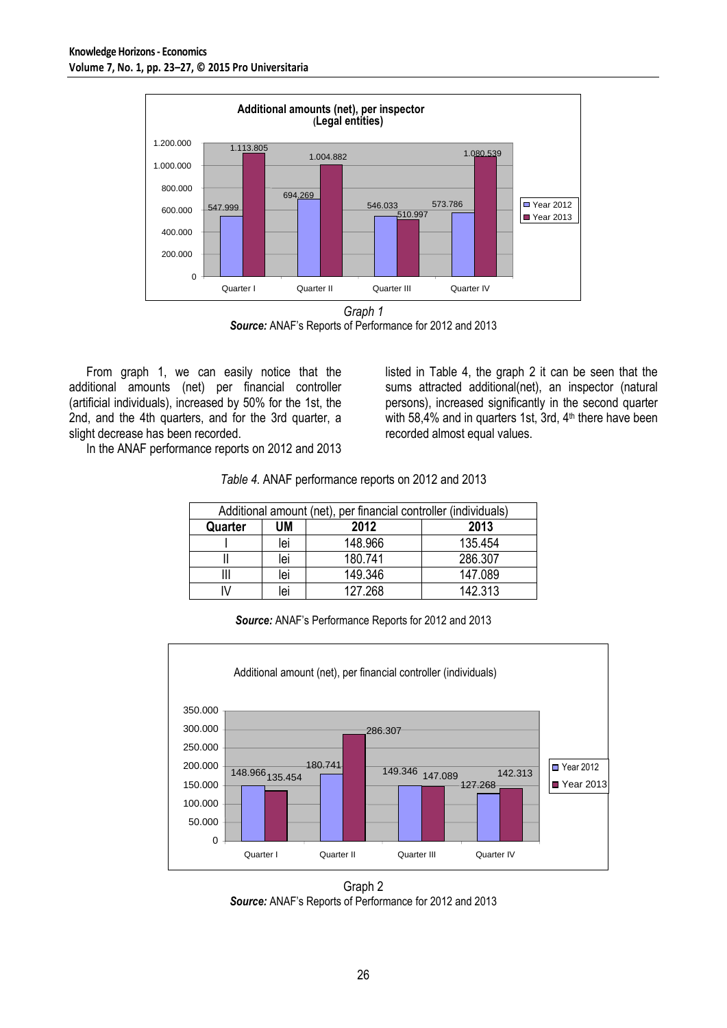*Graph 1*

***Source:*** ANAF's Reports of Performance for 2012 and 2013

From graph 1, we can easily notice that the additional amounts (net) per financial controller (artificial individuals), increased by 50% for the 1st, the 2nd, and the 4th quarters, and for the 3rd quarter, a slight decrease has been recorded.

In the ANAF performance reports on 2012 and 2013 listed in Table 4, the graph 2 it can be seen that the sums attracted additional(net), an inspector (natural persons), increased significantly in the second quarter with 58,4% and in quarters 1st, 3rd, 4th there have been recorded almost equal values.

*Table 4.* ANAF performance reports on 2012 and 2013

| Additional amount (net), per financial controller (individuals) | | | |
|---|---|---|---|
| **Quarter** | **UM** | **2012** | **2013** |
| I | lei | 148.966 | 135.454 |
| II | lei | 180.741 | 286.307 |
| III | lei | 149.346 | 147.089 |
| IV | lei | 127.268 | 142.313 |

***Source:*** ANAF's Performance Reports for 2012 and 2013

Graph 2

***Source:*** ANAF's Reports of Performance for 2012 and 2013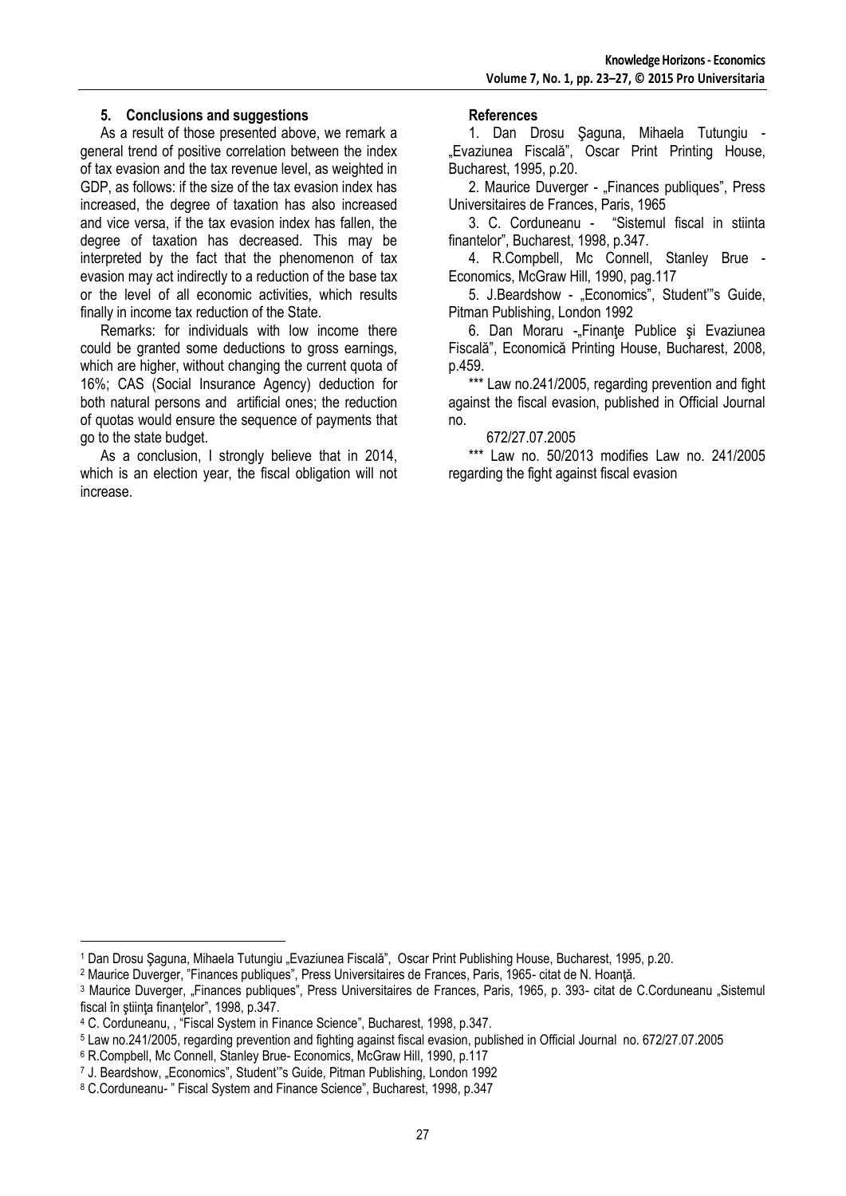### 5. Conclusions and suggestions

As a result of those presented above, we remark a general trend of positive correlation between the index of tax evasion and the tax revenue level, as weighted in GDP, as follows: if the size of the tax evasion index has increased, the degree of taxation has also increased and vice versa, if the tax evasion index has fallen, the degree of taxation has decreased. This may be interpreted by the fact that the phenomenon of tax evasion may act indirectly to a reduction of the base tax or the level of all economic activities, which results finally in income tax reduction of the State.

Remarks: for individuals with low income there could be granted some deductions to gross earnings, which are higher, without changing the current quota of 16%; CAS (Social Insurance Agency) deduction for both natural persons and artificial ones; the reduction of quotas would ensure the sequence of payments that go to the state budget.

As a conclusion, I strongly believe that in 2014, which is an election year, the fiscal obligation will not increase.

### References

1. Dan Drosu Şaguna, Mihaela Tutungiu - „Evaziunea Fiscală", Oscar Print Printing House, Bucharest, 1995, p.20.
2. Maurice Duverger - „Finances publiques", Press Universitaires de Frances, Paris, 1965
3. C. Corduneanu - "Sistemul fiscal in stiinta finantelor", Bucharest, 1998, p.347.
4. R.Compbell, Mc Connell, Stanley Brue - Economics, McGraw Hill, 1990, pag.117
5. J.Beardshow - „Economics", Student'"s Guide, Pitman Publishing, London 1992
6. Dan Moraru -„Finanţe Publice şi Evaziunea Fiscală", Economică Printing House, Bucharest, 2008, p.459.

*** Law no.241/2005, regarding prevention and fight against the fiscal evasion, published in Official Journal no. 672/27.07.2005

*** Law no. 50/2013 modifies Law no. 241/2005 regarding the fight against fiscal evasion

---

[1] Dan Drosu Şaguna, Mihaela Tutungiu „Evaziunea Fiscală", Oscar Print Publishing House, Bucharest, 1995, p.20.

[2] Maurice Duverger, "Finances publiques", Press Universitaires de Frances, Paris, 1965- citat de N. Hoanţă.

[3] Maurice Duverger, „Finances publiques", Press Universitaires de Frances, Paris, 1965, p. 393- citat de C.Corduneanu „Sistemul fiscal în ştiinţa finanţelor", 1998, p.347.

[4] C. Corduneanu, , "Fiscal System in Finance Science", Bucharest, 1998, p.347.

[5] Law no.241/2005, regarding prevention and fighting against fiscal evasion, published in Official Journal no. 672/27.07.2005

[6] R.Compbell, Mc Connell, Stanley Brue- Economics, McGraw Hill, 1990, p.117

[7] J. Beardshow, „Economics", Student'"s Guide, Pitman Publishing, London 1992

[8] C.Corduneanu- " Fiscal System and Finance Science", Bucharest, 1998, p.347